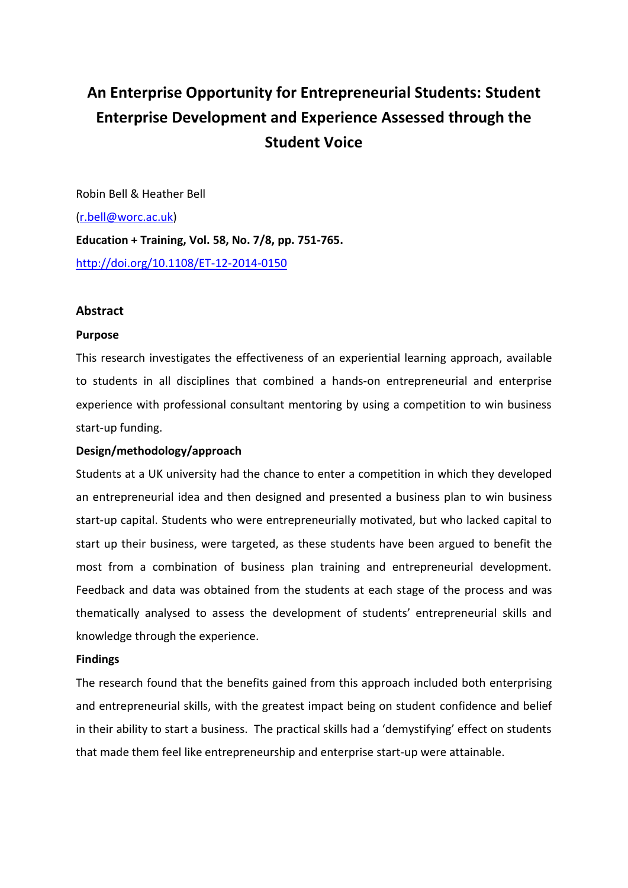# An Enterprise Opportunity for Entrepreneurial Students: Student Enterprise Development and Experience Assessed through the Student Voice

Robin Bell & Heather Bell

(r.bell@worc.ac.uk)

**Education + Training, Vol. 58, No. 7/8, pp. 751-765.**

http://doi.org/10.1108/ET-12-2014-0150

## Abstract

### Purpose

This research investigates the effectiveness of an experiential learning approach, available to students in all disciplines that combined a hands-on entrepreneurial and enterprise experience with professional consultant mentoring by using a competition to win business start-up funding.

### Design/methodology/approach

Students at a UK university had the chance to enter a competition in which they developed an entrepreneurial idea and then designed and presented a business plan to win business start-up capital. Students who were entrepreneurially motivated, but who lacked capital to start up their business, were targeted, as these students have been argued to benefit the most from a combination of business plan training and entrepreneurial development. Feedback and data was obtained from the students at each stage of the process and was thematically analysed to assess the development of students' entrepreneurial skills and knowledge through the experience.

### Findings

The research found that the benefits gained from this approach included both enterprising and entrepreneurial skills, with the greatest impact being on student confidence and belief in their ability to start a business. The practical skills had a 'demystifying' effect on students that made them feel like entrepreneurship and enterprise start-up were attainable.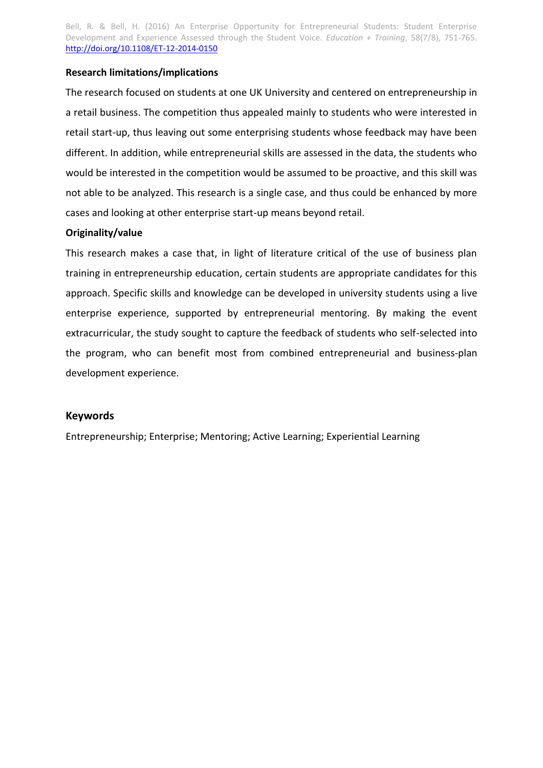**Research limitations/implications**

The research focused on students at one UK University and centered on entrepreneurship in a retail business. The competition thus appealed mainly to students who were interested in retail start-up, thus leaving out some enterprising students whose feedback may have been different. In addition, while entrepreneurial skills are assessed in the data, the students who would be interested in the competition would be assumed to be proactive, and this skill was not able to be analyzed. This research is a single case, and thus could be enhanced by more cases and looking at other enterprise start-up means beyond retail.

**Originality/value**

This research makes a case that, in light of literature critical of the use of business plan training in entrepreneurship education, certain students are appropriate candidates for this approach. Specific skills and knowledge can be developed in university students using a live enterprise experience, supported by entrepreneurial mentoring. By making the event extracurricular, the study sought to capture the feedback of students who self-selected into the program, who can benefit most from combined entrepreneurial and business-plan development experience.

## Keywords

Entrepreneurship; Enterprise; Mentoring; Active Learning; Experiential Learning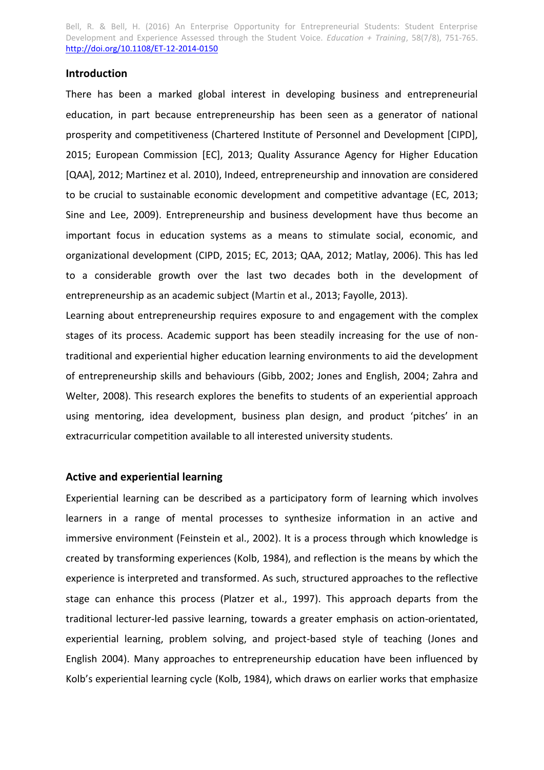## Introduction

There has been a marked global interest in developing business and entrepreneurial education, in part because entrepreneurship has been seen as a generator of national prosperity and competitiveness (Chartered Institute of Personnel and Development [CIPD], 2015; European Commission [EC], 2013; Quality Assurance Agency for Higher Education [QAA], 2012; Martinez et al. 2010), Indeed, entrepreneurship and innovation are considered to be crucial to sustainable economic development and competitive advantage (EC, 2013; Sine and Lee, 2009). Entrepreneurship and business development have thus become an important focus in education systems as a means to stimulate social, economic, and organizational development (CIPD, 2015; EC, 2013; QAA, 2012; Matlay, 2006). This has led to a considerable growth over the last two decades both in the development of entrepreneurship as an academic subject (Martin et al., 2013; Fayolle, 2013).

Learning about entrepreneurship requires exposure to and engagement with the complex stages of its process. Academic support has been steadily increasing for the use of non-traditional and experiential higher education learning environments to aid the development of entrepreneurship skills and behaviours (Gibb, 2002; Jones and English, 2004; Zahra and Welter, 2008). This research explores the benefits to students of an experiential approach using mentoring, idea development, business plan design, and product 'pitches' in an extracurricular competition available to all interested university students.

## Active and experiential learning

Experiential learning can be described as a participatory form of learning which involves learners in a range of mental processes to synthesize information in an active and immersive environment (Feinstein et al., 2002). It is a process through which knowledge is created by transforming experiences (Kolb, 1984), and reflection is the means by which the experience is interpreted and transformed. As such, structured approaches to the reflective stage can enhance this process (Platzer et al., 1997). This approach departs from the traditional lecturer-led passive learning, towards a greater emphasis on action-orientated, experiential learning, problem solving, and project-based style of teaching (Jones and English 2004). Many approaches to entrepreneurship education have been influenced by Kolb's experiential learning cycle (Kolb, 1984), which draws on earlier works that emphasize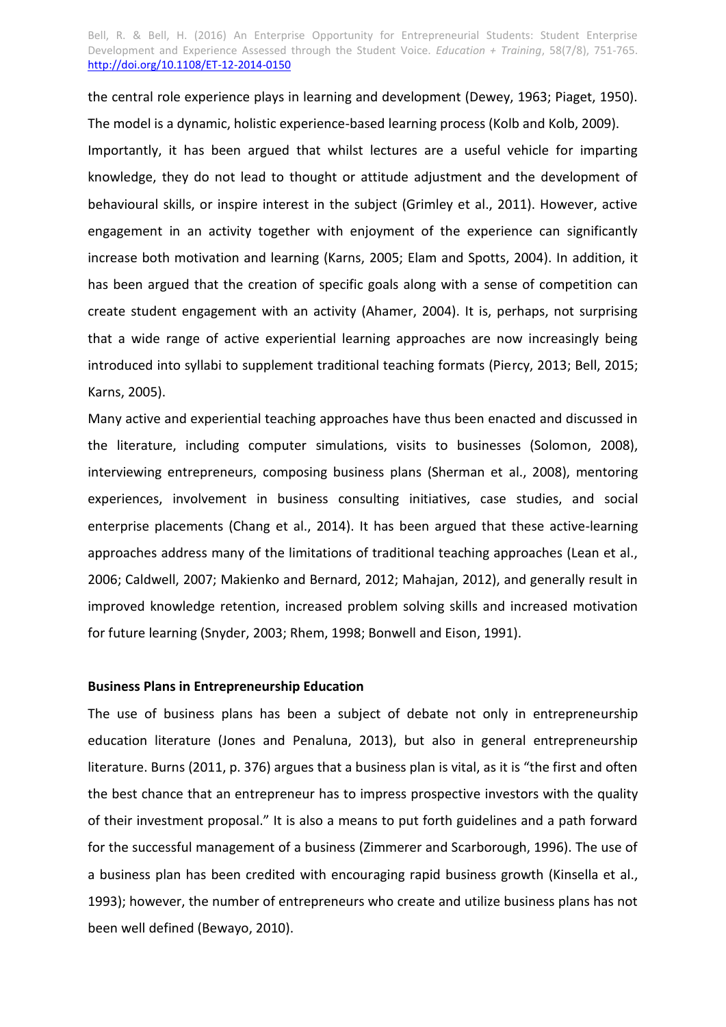the central role experience plays in learning and development (Dewey, 1963; Piaget, 1950). The model is a dynamic, holistic experience-based learning process (Kolb and Kolb, 2009).

Importantly, it has been argued that whilst lectures are a useful vehicle for imparting knowledge, they do not lead to thought or attitude adjustment and the development of behavioural skills, or inspire interest in the subject (Grimley et al., 2011). However, active engagement in an activity together with enjoyment of the experience can significantly increase both motivation and learning (Karns, 2005; Elam and Spotts, 2004). In addition, it has been argued that the creation of specific goals along with a sense of competition can create student engagement with an activity (Ahamer, 2004). It is, perhaps, not surprising that a wide range of active experiential learning approaches are now increasingly being introduced into syllabi to supplement traditional teaching formats (Piercy, 2013; Bell, 2015; Karns, 2005).

Many active and experiential teaching approaches have thus been enacted and discussed in the literature, including computer simulations, visits to businesses (Solomon, 2008), interviewing entrepreneurs, composing business plans (Sherman et al., 2008), mentoring experiences, involvement in business consulting initiatives, case studies, and social enterprise placements (Chang et al., 2014). It has been argued that these active-learning approaches address many of the limitations of traditional teaching approaches (Lean et al., 2006; Caldwell, 2007; Makienko and Bernard, 2012; Mahajan, 2012), and generally result in improved knowledge retention, increased problem solving skills and increased motivation for future learning (Snyder, 2003; Rhem, 1998; Bonwell and Eison, 1991).

**Business Plans in Entrepreneurship Education**

The use of business plans has been a subject of debate not only in entrepreneurship education literature (Jones and Penaluna, 2013), but also in general entrepreneurship literature. Burns (2011, p. 376) argues that a business plan is vital, as it is "the first and often the best chance that an entrepreneur has to impress prospective investors with the quality of their investment proposal." It is also a means to put forth guidelines and a path forward for the successful management of a business (Zimmerer and Scarborough, 1996). The use of a business plan has been credited with encouraging rapid business growth (Kinsella et al., 1993); however, the number of entrepreneurs who create and utilize business plans has not been well defined (Bewayo, 2010).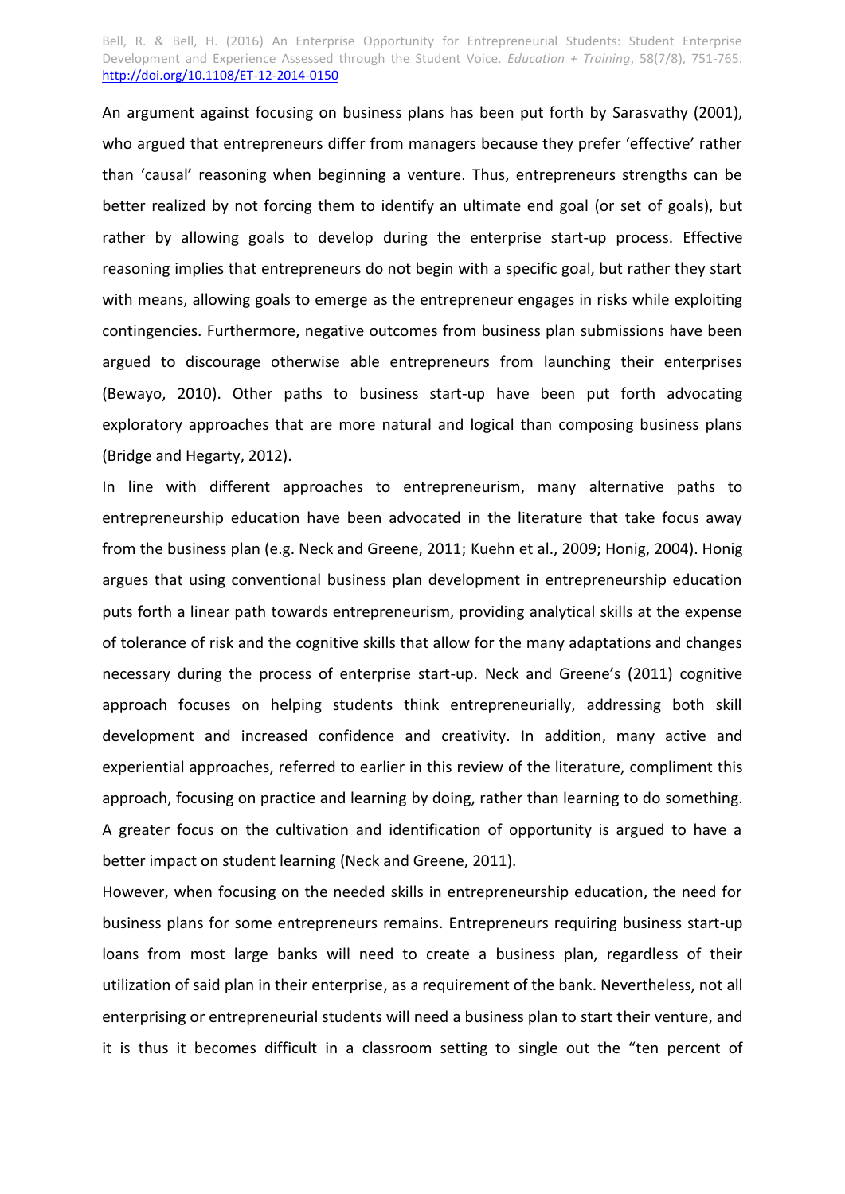An argument against focusing on business plans has been put forth by Sarasvathy (2001), who argued that entrepreneurs differ from managers because they prefer 'effective' rather than 'causal' reasoning when beginning a venture. Thus, entrepreneurs strengths can be better realized by not forcing them to identify an ultimate end goal (or set of goals), but rather by allowing goals to develop during the enterprise start-up process. Effective reasoning implies that entrepreneurs do not begin with a specific goal, but rather they start with means, allowing goals to emerge as the entrepreneur engages in risks while exploiting contingencies. Furthermore, negative outcomes from business plan submissions have been argued to discourage otherwise able entrepreneurs from launching their enterprises (Bewayo, 2010). Other paths to business start-up have been put forth advocating exploratory approaches that are more natural and logical than composing business plans (Bridge and Hegarty, 2012).

In line with different approaches to entrepreneurism, many alternative paths to entrepreneurship education have been advocated in the literature that take focus away from the business plan (e.g. Neck and Greene, 2011; Kuehn et al., 2009; Honig, 2004). Honig argues that using conventional business plan development in entrepreneurship education puts forth a linear path towards entrepreneurism, providing analytical skills at the expense of tolerance of risk and the cognitive skills that allow for the many adaptations and changes necessary during the process of enterprise start-up. Neck and Greene's (2011) cognitive approach focuses on helping students think entrepreneurially, addressing both skill development and increased confidence and creativity. In addition, many active and experiential approaches, referred to earlier in this review of the literature, compliment this approach, focusing on practice and learning by doing, rather than learning to do something. A greater focus on the cultivation and identification of opportunity is argued to have a better impact on student learning (Neck and Greene, 2011).

However, when focusing on the needed skills in entrepreneurship education, the need for business plans for some entrepreneurs remains. Entrepreneurs requiring business start-up loans from most large banks will need to create a business plan, regardless of their utilization of said plan in their enterprise, as a requirement of the bank. Nevertheless, not all enterprising or entrepreneurial students will need a business plan to start their venture, and it is thus it becomes difficult in a classroom setting to single out the "ten percent of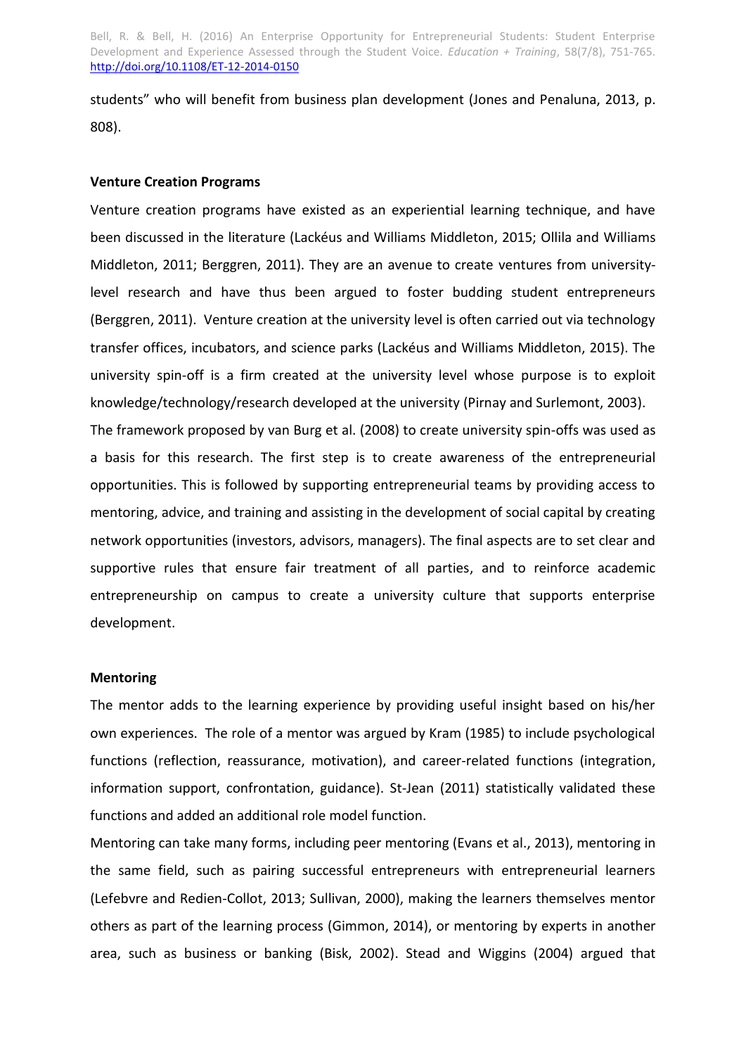students" who will benefit from business plan development (Jones and Penaluna, 2013, p. 808).

### Venture Creation Programs

Venture creation programs have existed as an experiential learning technique, and have been discussed in the literature (Lackéus and Williams Middleton, 2015; Ollila and Williams Middleton, 2011; Berggren, 2011). They are an avenue to create ventures from university-level research and have thus been argued to foster budding student entrepreneurs (Berggren, 2011). Venture creation at the university level is often carried out via technology transfer offices, incubators, and science parks (Lackéus and Williams Middleton, 2015). The university spin-off is a firm created at the university level whose purpose is to exploit knowledge/technology/research developed at the university (Pirnay and Surlemont, 2003).

The framework proposed by van Burg et al. (2008) to create university spin-offs was used as a basis for this research. The first step is to create awareness of the entrepreneurial opportunities. This is followed by supporting entrepreneurial teams by providing access to mentoring, advice, and training and assisting in the development of social capital by creating network opportunities (investors, advisors, managers). The final aspects are to set clear and supportive rules that ensure fair treatment of all parties, and to reinforce academic entrepreneurship on campus to create a university culture that supports enterprise development.

### Mentoring

The mentor adds to the learning experience by providing useful insight based on his/her own experiences. The role of a mentor was argued by Kram (1985) to include psychological functions (reflection, reassurance, motivation), and career-related functions (integration, information support, confrontation, guidance). St-Jean (2011) statistically validated these functions and added an additional role model function.

Mentoring can take many forms, including peer mentoring (Evans et al., 2013), mentoring in the same field, such as pairing successful entrepreneurs with entrepreneurial learners (Lefebvre and Redien-Collot, 2013; Sullivan, 2000), making the learners themselves mentor others as part of the learning process (Gimmon, 2014), or mentoring by experts in another area, such as business or banking (Bisk, 2002). Stead and Wiggins (2004) argued that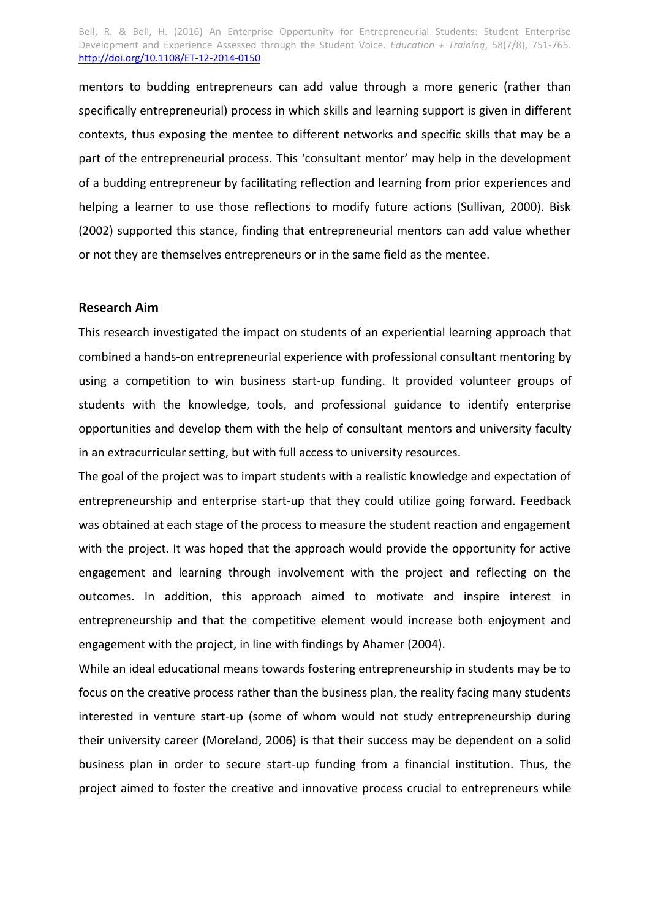mentors to budding entrepreneurs can add value through a more generic (rather than specifically entrepreneurial) process in which skills and learning support is given in different contexts, thus exposing the mentee to different networks and specific skills that may be a part of the entrepreneurial process. This 'consultant mentor' may help in the development of a budding entrepreneur by facilitating reflection and learning from prior experiences and helping a learner to use those reflections to modify future actions (Sullivan, 2000). Bisk (2002) supported this stance, finding that entrepreneurial mentors can add value whether or not they are themselves entrepreneurs or in the same field as the mentee.

## Research Aim

This research investigated the impact on students of an experiential learning approach that combined a hands-on entrepreneurial experience with professional consultant mentoring by using a competition to win business start-up funding. It provided volunteer groups of students with the knowledge, tools, and professional guidance to identify enterprise opportunities and develop them with the help of consultant mentors and university faculty in an extracurricular setting, but with full access to university resources.

The goal of the project was to impart students with a realistic knowledge and expectation of entrepreneurship and enterprise start-up that they could utilize going forward. Feedback was obtained at each stage of the process to measure the student reaction and engagement with the project. It was hoped that the approach would provide the opportunity for active engagement and learning through involvement with the project and reflecting on the outcomes. In addition, this approach aimed to motivate and inspire interest in entrepreneurship and that the competitive element would increase both enjoyment and engagement with the project, in line with findings by Ahamer (2004).

While an ideal educational means towards fostering entrepreneurship in students may be to focus on the creative process rather than the business plan, the reality facing many students interested in venture start-up (some of whom would not study entrepreneurship during their university career (Moreland, 2006) is that their success may be dependent on a solid business plan in order to secure start-up funding from a financial institution. Thus, the project aimed to foster the creative and innovative process crucial to entrepreneurs while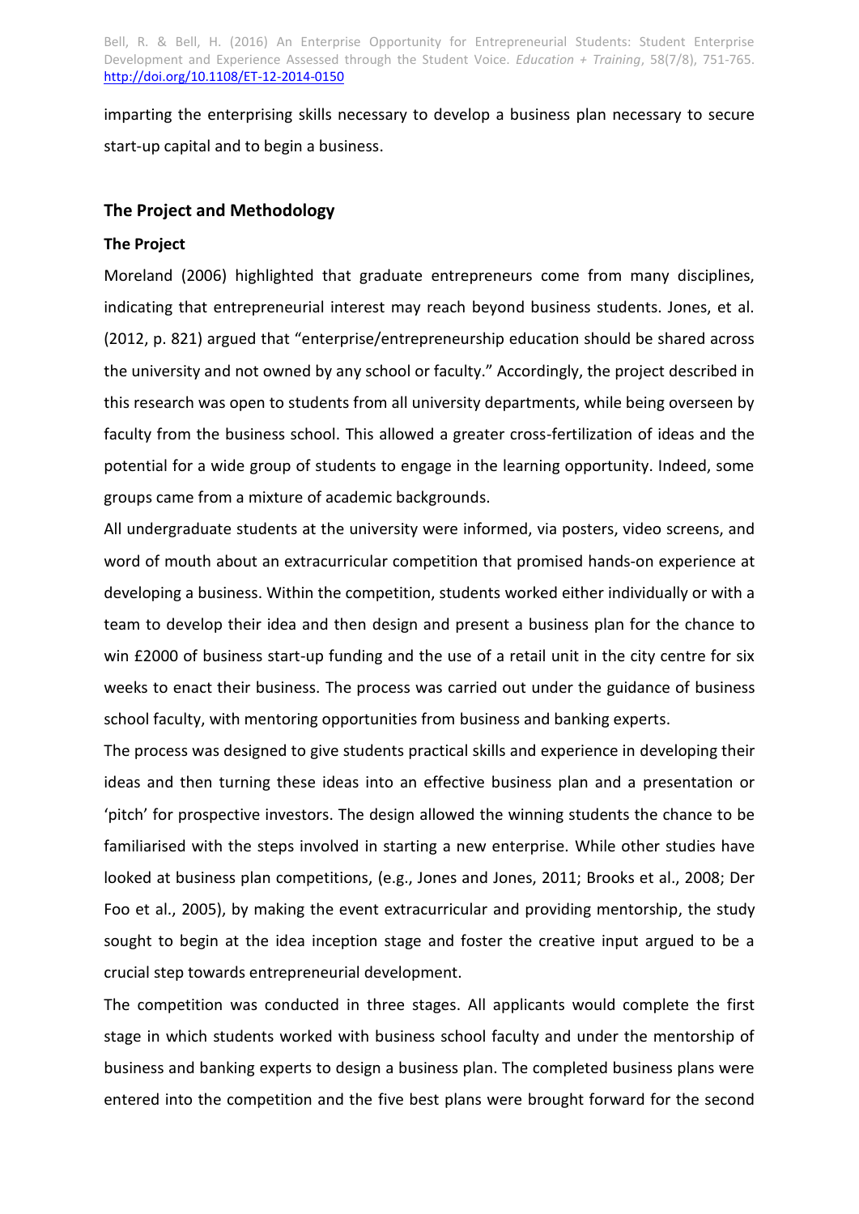imparting the enterprising skills necessary to develop a business plan necessary to secure start-up capital and to begin a business.

## The Project and Methodology

### The Project

Moreland (2006) highlighted that graduate entrepreneurs come from many disciplines, indicating that entrepreneurial interest may reach beyond business students. Jones, et al. (2012, p. 821) argued that “enterprise/entrepreneurship education should be shared across the university and not owned by any school or faculty.” Accordingly, the project described in this research was open to students from all university departments, while being overseen by faculty from the business school. This allowed a greater cross-fertilization of ideas and the potential for a wide group of students to engage in the learning opportunity. Indeed, some groups came from a mixture of academic backgrounds.

All undergraduate students at the university were informed, via posters, video screens, and word of mouth about an extracurricular competition that promised hands-on experience at developing a business. Within the competition, students worked either individually or with a team to develop their idea and then design and present a business plan for the chance to win £2000 of business start-up funding and the use of a retail unit in the city centre for six weeks to enact their business. The process was carried out under the guidance of business school faculty, with mentoring opportunities from business and banking experts.

The process was designed to give students practical skills and experience in developing their ideas and then turning these ideas into an effective business plan and a presentation or ‘pitch’ for prospective investors. The design allowed the winning students the chance to be familiarised with the steps involved in starting a new enterprise. While other studies have looked at business plan competitions, (e.g., Jones and Jones, 2011; Brooks et al., 2008; Der Foo et al., 2005), by making the event extracurricular and providing mentorship, the study sought to begin at the idea inception stage and foster the creative input argued to be a crucial step towards entrepreneurial development.

The competition was conducted in three stages. All applicants would complete the first stage in which students worked with business school faculty and under the mentorship of business and banking experts to design a business plan. The completed business plans were entered into the competition and the five best plans were brought forward for the second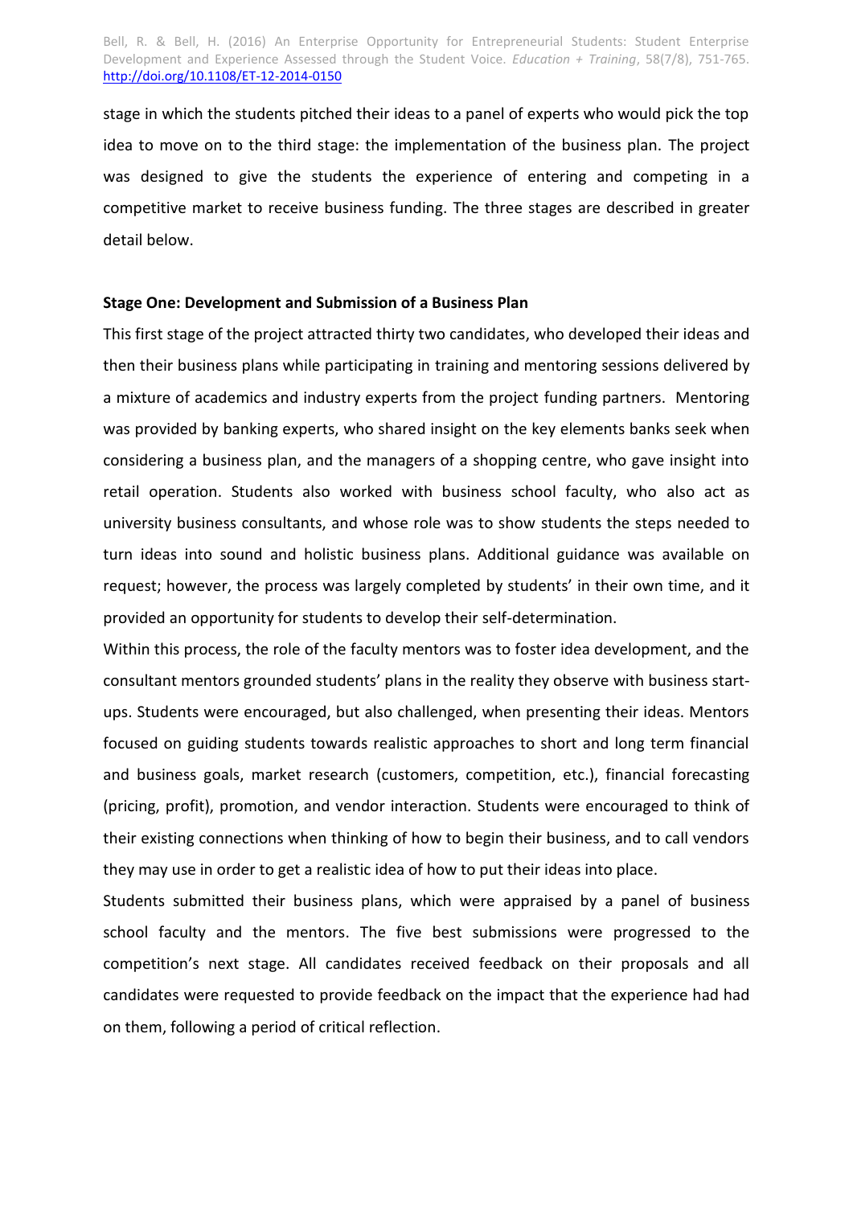stage in which the students pitched their ideas to a panel of experts who would pick the top idea to move on to the third stage: the implementation of the business plan. The project was designed to give the students the experience of entering and competing in a competitive market to receive business funding. The three stages are described in greater detail below.

**Stage One: Development and Submission of a Business Plan**

This first stage of the project attracted thirty two candidates, who developed their ideas and then their business plans while participating in training and mentoring sessions delivered by a mixture of academics and industry experts from the project funding partners. Mentoring was provided by banking experts, who shared insight on the key elements banks seek when considering a business plan, and the managers of a shopping centre, who gave insight into retail operation. Students also worked with business school faculty, who also act as university business consultants, and whose role was to show students the steps needed to turn ideas into sound and holistic business plans. Additional guidance was available on request; however, the process was largely completed by students' in their own time, and it provided an opportunity for students to develop their self-determination.

Within this process, the role of the faculty mentors was to foster idea development, and the consultant mentors grounded students' plans in the reality they observe with business start-ups. Students were encouraged, but also challenged, when presenting their ideas. Mentors focused on guiding students towards realistic approaches to short and long term financial and business goals, market research (customers, competition, etc.), financial forecasting (pricing, profit), promotion, and vendor interaction. Students were encouraged to think of their existing connections when thinking of how to begin their business, and to call vendors they may use in order to get a realistic idea of how to put their ideas into place.

Students submitted their business plans, which were appraised by a panel of business school faculty and the mentors. The five best submissions were progressed to the competition's next stage. All candidates received feedback on their proposals and all candidates were requested to provide feedback on the impact that the experience had had on them, following a period of critical reflection.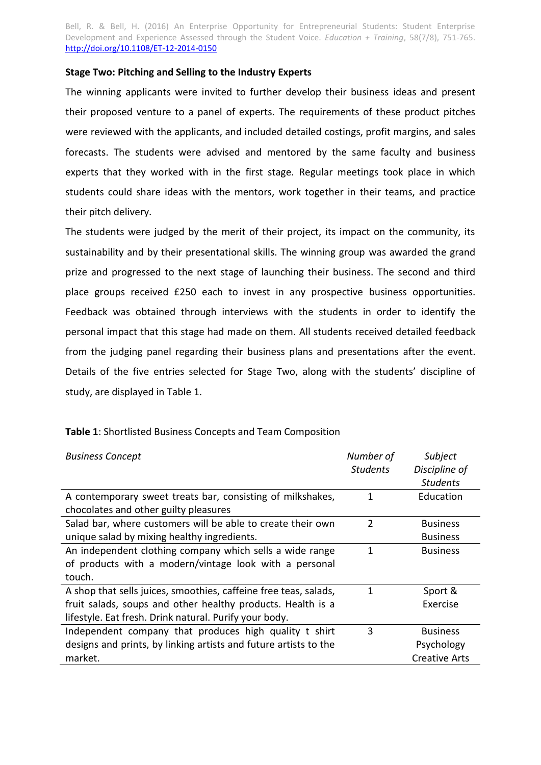**Stage Two: Pitching and Selling to the Industry Experts**

The winning applicants were invited to further develop their business ideas and present their proposed venture to a panel of experts. The requirements of these product pitches were reviewed with the applicants, and included detailed costings, profit margins, and sales forecasts. The students were advised and mentored by the same faculty and business experts that they worked with in the first stage. Regular meetings took place in which students could share ideas with the mentors, work together in their teams, and practice their pitch delivery.

The students were judged by the merit of their project, its impact on the community, its sustainability and by their presentational skills. The winning group was awarded the grand prize and progressed to the next stage of launching their business. The second and third place groups received £250 each to invest in any prospective business opportunities. Feedback was obtained through interviews with the students in order to identify the personal impact that this stage had made on them. All students received detailed feedback from the judging panel regarding their business plans and presentations after the event. Details of the five entries selected for Stage Two, along with the students' discipline of study, are displayed in Table 1.

**Table 1**: Shortlisted Business Concepts and Team Composition

| *Business Concept* | *Number of Students* | *Subject Discipline of Students* |
|---|---|---|
| A contemporary sweet treats bar, consisting of milkshakes, chocolates and other guilty pleasures | 1 | Education |
| Salad bar, where customers will be able to create their own unique salad by mixing healthy ingredients. | 2 | Business<br>Business |
| An independent clothing company which sells a wide range of products with a modern/vintage look with a personal touch. | 1 | Business |
| A shop that sells juices, smoothies, caffeine free teas, salads, fruit salads, soups and other healthy products. Health is a lifestyle. Eat fresh. Drink natural. Purify your body. | 1 | Sport & Exercise |
| Independent company that produces high quality t shirt designs and prints, by linking artists and future artists to the market. | 3 | Business<br>Psychology<br>Creative Arts |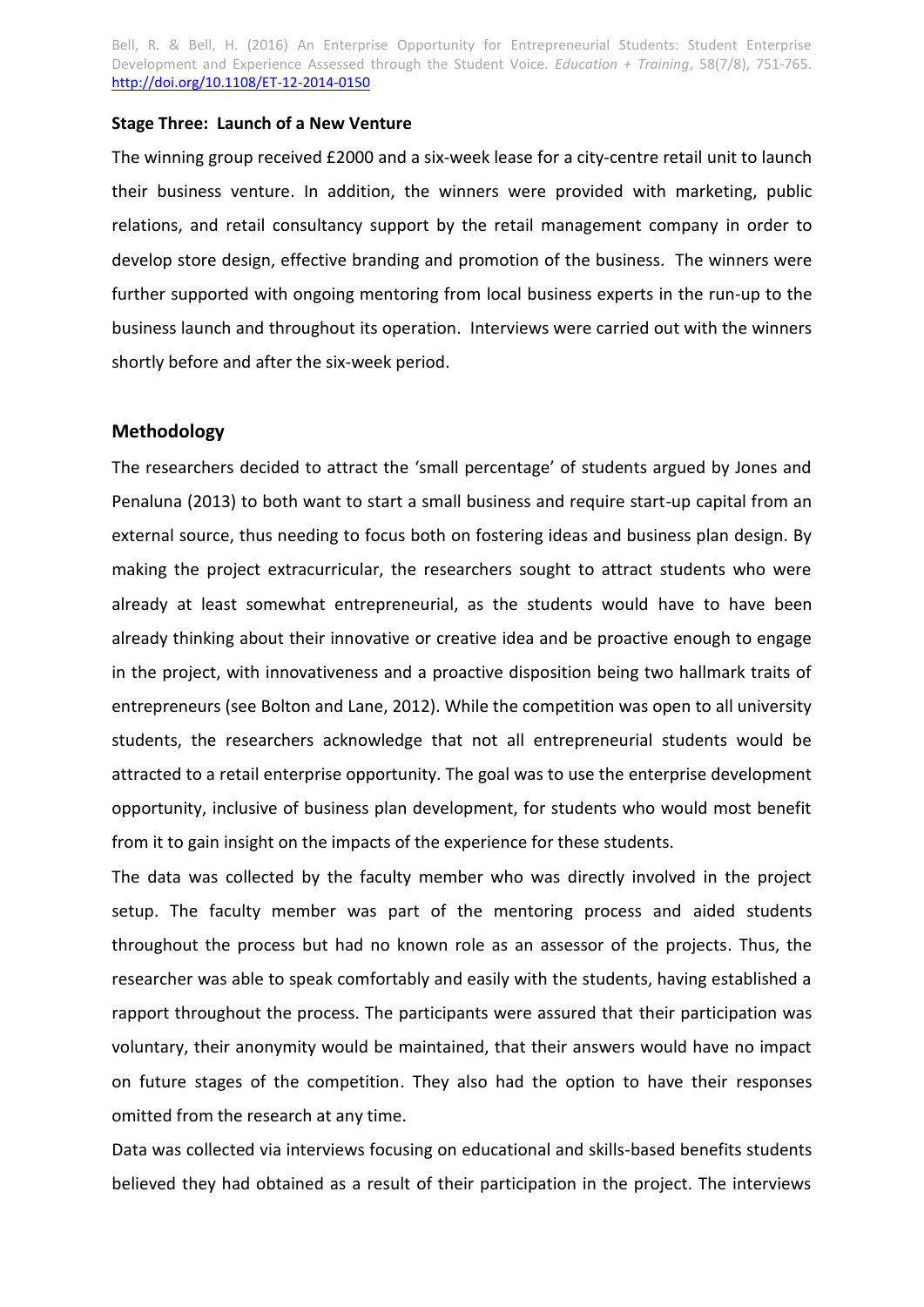**Stage Three: Launch of a New Venture**

The winning group received £2000 and a six-week lease for a city-centre retail unit to launch their business venture. In addition, the winners were provided with marketing, public relations, and retail consultancy support by the retail management company in order to develop store design, effective branding and promotion of the business. The winners were further supported with ongoing mentoring from local business experts in the run-up to the business launch and throughout its operation. Interviews were carried out with the winners shortly before and after the six-week period.

## Methodology

The researchers decided to attract the 'small percentage' of students argued by Jones and Penaluna (2013) to both want to start a small business and require start-up capital from an external source, thus needing to focus both on fostering ideas and business plan design. By making the project extracurricular, the researchers sought to attract students who were already at least somewhat entrepreneurial, as the students would have to have been already thinking about their innovative or creative idea and be proactive enough to engage in the project, with innovativeness and a proactive disposition being two hallmark traits of entrepreneurs (see Bolton and Lane, 2012). While the competition was open to all university students, the researchers acknowledge that not all entrepreneurial students would be attracted to a retail enterprise opportunity. The goal was to use the enterprise development opportunity, inclusive of business plan development, for students who would most benefit from it to gain insight on the impacts of the experience for these students.

The data was collected by the faculty member who was directly involved in the project setup. The faculty member was part of the mentoring process and aided students throughout the process but had no known role as an assessor of the projects. Thus, the researcher was able to speak comfortably and easily with the students, having established a rapport throughout the process. The participants were assured that their participation was voluntary, their anonymity would be maintained, that their answers would have no impact on future stages of the competition. They also had the option to have their responses omitted from the research at any time.

Data was collected via interviews focusing on educational and skills-based benefits students believed they had obtained as a result of their participation in the project. The interviews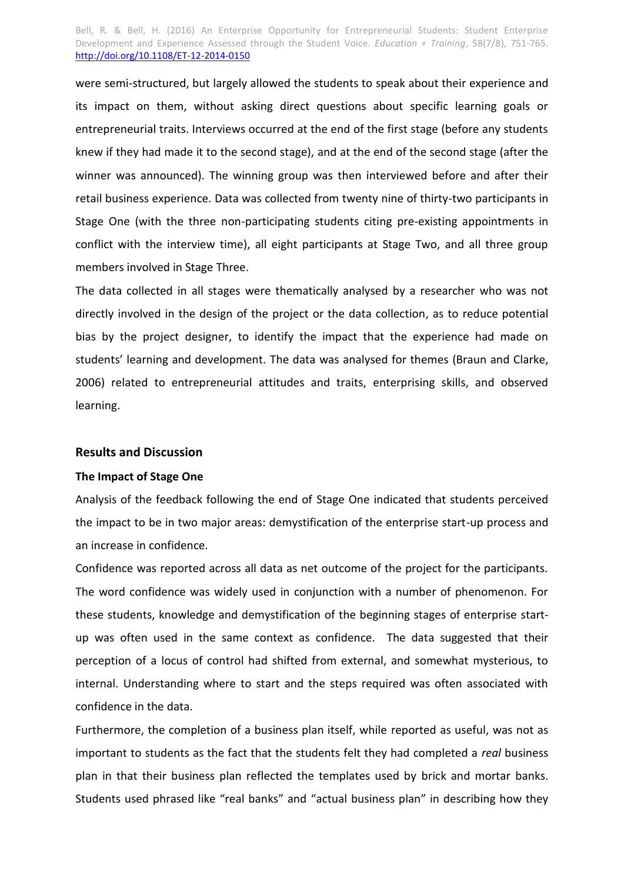were semi-structured, but largely allowed the students to speak about their experience and its impact on them, without asking direct questions about specific learning goals or entrepreneurial traits. Interviews occurred at the end of the first stage (before any students knew if they had made it to the second stage), and at the end of the second stage (after the winner was announced). The winning group was then interviewed before and after their retail business experience. Data was collected from twenty nine of thirty-two participants in Stage One (with the three non-participating students citing pre-existing appointments in conflict with the interview time), all eight participants at Stage Two, and all three group members involved in Stage Three.

The data collected in all stages were thematically analysed by a researcher who was not directly involved in the design of the project or the data collection, as to reduce potential bias by the project designer, to identify the impact that the experience had made on students' learning and development. The data was analysed for themes (Braun and Clarke, 2006) related to entrepreneurial attitudes and traits, enterprising skills, and observed learning.

## Results and Discussion

### The Impact of Stage One

Analysis of the feedback following the end of Stage One indicated that students perceived the impact to be in two major areas: demystification of the enterprise start-up process and an increase in confidence.

Confidence was reported across all data as net outcome of the project for the participants. The word confidence was widely used in conjunction with a number of phenomenon. For these students, knowledge and demystification of the beginning stages of enterprise start-up was often used in the same context as confidence. The data suggested that their perception of a locus of control had shifted from external, and somewhat mysterious, to internal. Understanding where to start and the steps required was often associated with confidence in the data.

Furthermore, the completion of a business plan itself, while reported as useful, was not as important to students as the fact that the students felt they had completed a *real* business plan in that their business plan reflected the templates used by brick and mortar banks. Students used phrased like "real banks" and "actual business plan" in describing how they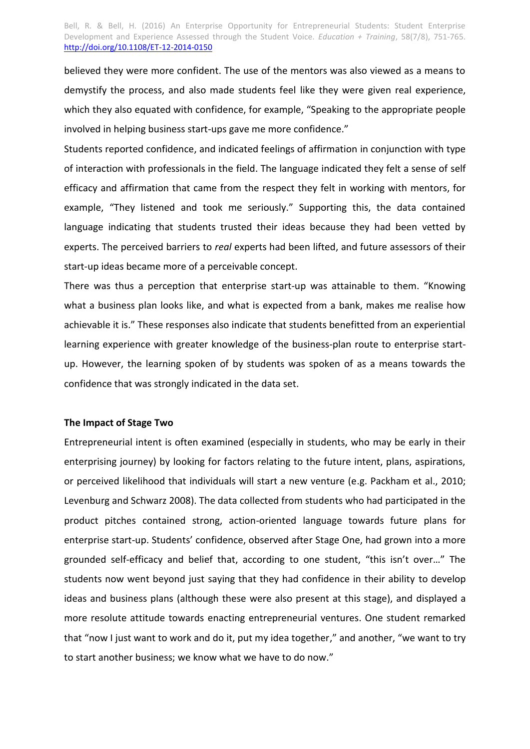believed they were more confident. The use of the mentors was also viewed as a means to demystify the process, and also made students feel like they were given real experience, which they also equated with confidence, for example, "Speaking to the appropriate people involved in helping business start-ups gave me more confidence."

Students reported confidence, and indicated feelings of affirmation in conjunction with type of interaction with professionals in the field. The language indicated they felt a sense of self efficacy and affirmation that came from the respect they felt in working with mentors, for example, "They listened and took me seriously." Supporting this, the data contained language indicating that students trusted their ideas because they had been vetted by experts. The perceived barriers to *real* experts had been lifted, and future assessors of their start-up ideas became more of a perceivable concept.

There was thus a perception that enterprise start-up was attainable to them. "Knowing what a business plan looks like, and what is expected from a bank, makes me realise how achievable it is." These responses also indicate that students benefitted from an experiential learning experience with greater knowledge of the business-plan route to enterprise start-up. However, the learning spoken of by students was spoken of as a means towards the confidence that was strongly indicated in the data set.

**The Impact of Stage Two**

Entrepreneurial intent is often examined (especially in students, who may be early in their enterprising journey) by looking for factors relating to the future intent, plans, aspirations, or perceived likelihood that individuals will start a new venture (e.g. Packham et al., 2010; Levenburg and Schwarz 2008). The data collected from students who had participated in the product pitches contained strong, action-oriented language towards future plans for enterprise start-up. Students' confidence, observed after Stage One, had grown into a more grounded self-efficacy and belief that, according to one student, "this isn't over…" The students now went beyond just saying that they had confidence in their ability to develop ideas and business plans (although these were also present at this stage), and displayed a more resolute attitude towards enacting entrepreneurial ventures. One student remarked that "now I just want to work and do it, put my idea together," and another, "we want to try to start another business; we know what we have to do now."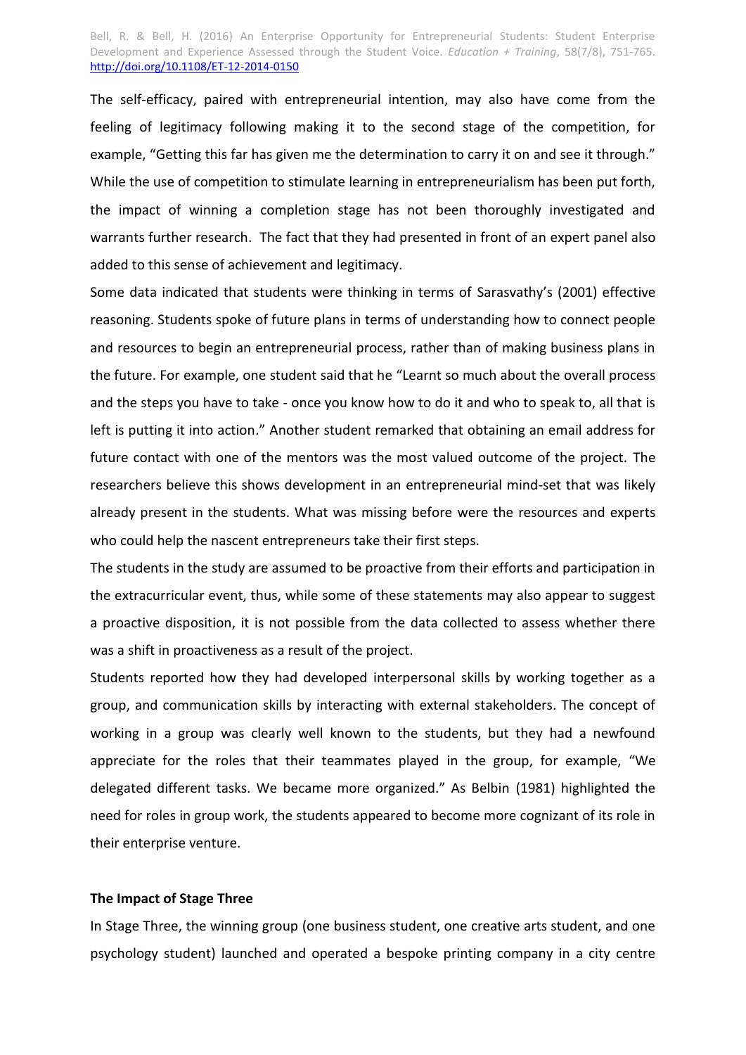The self-efficacy, paired with entrepreneurial intention, may also have come from the feeling of legitimacy following making it to the second stage of the competition, for example, “Getting this far has given me the determination to carry it on and see it through.” While the use of competition to stimulate learning in entrepreneurialism has been put forth, the impact of winning a completion stage has not been thoroughly investigated and warrants further research. The fact that they had presented in front of an expert panel also added to this sense of achievement and legitimacy.

Some data indicated that students were thinking in terms of Sarasvathy’s (2001) effective reasoning. Students spoke of future plans in terms of understanding how to connect people and resources to begin an entrepreneurial process, rather than of making business plans in the future. For example, one student said that he “Learnt so much about the overall process and the steps you have to take - once you know how to do it and who to speak to, all that is left is putting it into action.” Another student remarked that obtaining an email address for future contact with one of the mentors was the most valued outcome of the project. The researchers believe this shows development in an entrepreneurial mind-set that was likely already present in the students. What was missing before were the resources and experts who could help the nascent entrepreneurs take their first steps.

The students in the study are assumed to be proactive from their efforts and participation in the extracurricular event, thus, while some of these statements may also appear to suggest a proactive disposition, it is not possible from the data collected to assess whether there was a shift in proactiveness as a result of the project.

Students reported how they had developed interpersonal skills by working together as a group, and communication skills by interacting with external stakeholders. The concept of working in a group was clearly well known to the students, but they had a newfound appreciate for the roles that their teammates played in the group, for example, “We delegated different tasks. We became more organized.” As Belbin (1981) highlighted the need for roles in group work, the students appeared to become more cognizant of its role in their enterprise venture.

**The Impact of Stage Three**

In Stage Three, the winning group (one business student, one creative arts student, and one psychology student) launched and operated a bespoke printing company in a city centre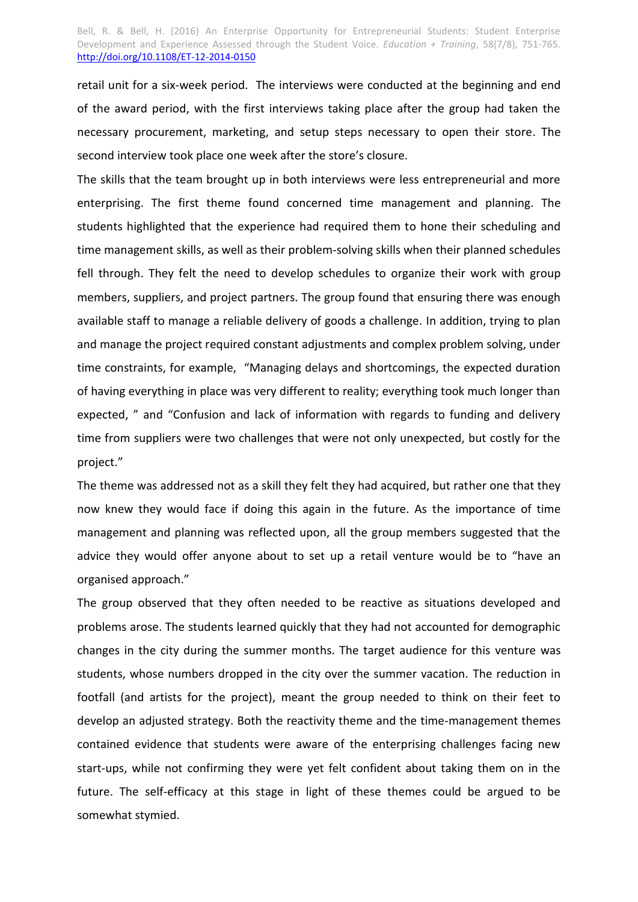retail unit for a six-week period. The interviews were conducted at the beginning and end of the award period, with the first interviews taking place after the group had taken the necessary procurement, marketing, and setup steps necessary to open their store. The second interview took place one week after the store's closure.

The skills that the team brought up in both interviews were less entrepreneurial and more enterprising. The first theme found concerned time management and planning. The students highlighted that the experience had required them to hone their scheduling and time management skills, as well as their problem-solving skills when their planned schedules fell through. They felt the need to develop schedules to organize their work with group members, suppliers, and project partners. The group found that ensuring there was enough available staff to manage a reliable delivery of goods a challenge. In addition, trying to plan and manage the project required constant adjustments and complex problem solving, under time constraints, for example, "Managing delays and shortcomings, the expected duration of having everything in place was very different to reality; everything took much longer than expected, " and "Confusion and lack of information with regards to funding and delivery time from suppliers were two challenges that were not only unexpected, but costly for the project."

The theme was addressed not as a skill they felt they had acquired, but rather one that they now knew they would face if doing this again in the future. As the importance of time management and planning was reflected upon, all the group members suggested that the advice they would offer anyone about to set up a retail venture would be to "have an organised approach."

The group observed that they often needed to be reactive as situations developed and problems arose. The students learned quickly that they had not accounted for demographic changes in the city during the summer months. The target audience for this venture was students, whose numbers dropped in the city over the summer vacation. The reduction in footfall (and artists for the project), meant the group needed to think on their feet to develop an adjusted strategy. Both the reactivity theme and the time-management themes contained evidence that students were aware of the enterprising challenges facing new start-ups, while not confirming they were yet felt confident about taking them on in the future. The self-efficacy at this stage in light of these themes could be argued to be somewhat stymied.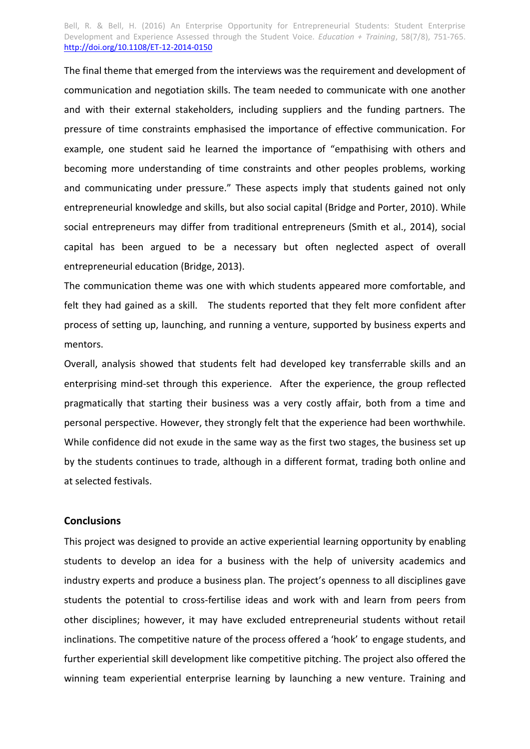The final theme that emerged from the interviews was the requirement and development of communication and negotiation skills. The team needed to communicate with one another and with their external stakeholders, including suppliers and the funding partners. The pressure of time constraints emphasised the importance of effective communication. For example, one student said he learned the importance of "empathising with others and becoming more understanding of time constraints and other peoples problems, working and communicating under pressure." These aspects imply that students gained not only entrepreneurial knowledge and skills, but also social capital (Bridge and Porter, 2010). While social entrepreneurs may differ from traditional entrepreneurs (Smith et al., 2014), social capital has been argued to be a necessary but often neglected aspect of overall entrepreneurial education (Bridge, 2013).

The communication theme was one with which students appeared more comfortable, and felt they had gained as a skill. The students reported that they felt more confident after process of setting up, launching, and running a venture, supported by business experts and mentors.

Overall, analysis showed that students felt had developed key transferrable skills and an enterprising mind-set through this experience. After the experience, the group reflected pragmatically that starting their business was a very costly affair, both from a time and personal perspective. However, they strongly felt that the experience had been worthwhile. While confidence did not exude in the same way as the first two stages, the business set up by the students continues to trade, although in a different format, trading both online and at selected festivals.

## Conclusions

This project was designed to provide an active experiential learning opportunity by enabling students to develop an idea for a business with the help of university academics and industry experts and produce a business plan. The project's openness to all disciplines gave students the potential to cross-fertilise ideas and work with and learn from peers from other disciplines; however, it may have excluded entrepreneurial students without retail inclinations. The competitive nature of the process offered a 'hook' to engage students, and further experiential skill development like competitive pitching. The project also offered the winning team experiential enterprise learning by launching a new venture. Training and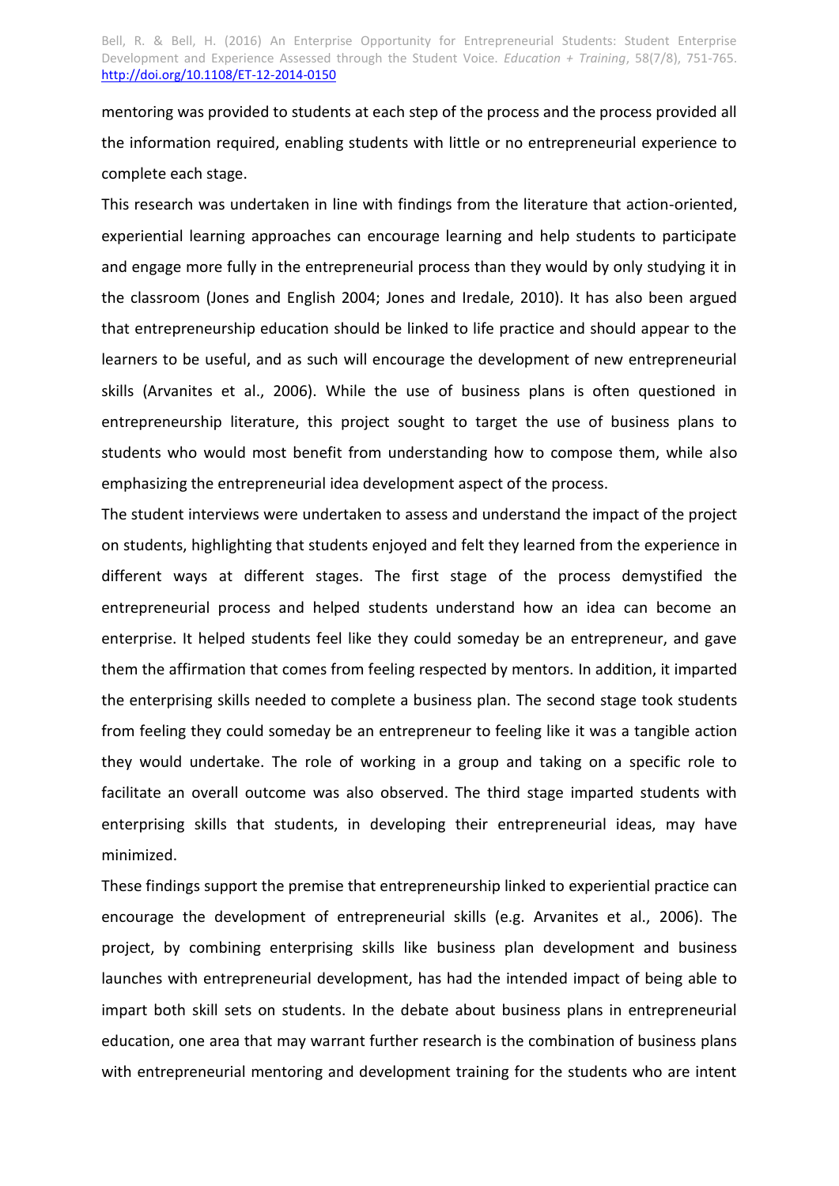mentoring was provided to students at each step of the process and the process provided all the information required, enabling students with little or no entrepreneurial experience to complete each stage.

This research was undertaken in line with findings from the literature that action-oriented, experiential learning approaches can encourage learning and help students to participate and engage more fully in the entrepreneurial process than they would by only studying it in the classroom (Jones and English 2004; Jones and Iredale, 2010). It has also been argued that entrepreneurship education should be linked to life practice and should appear to the learners to be useful, and as such will encourage the development of new entrepreneurial skills (Arvanites et al., 2006). While the use of business plans is often questioned in entrepreneurship literature, this project sought to target the use of business plans to students who would most benefit from understanding how to compose them, while also emphasizing the entrepreneurial idea development aspect of the process.

The student interviews were undertaken to assess and understand the impact of the project on students, highlighting that students enjoyed and felt they learned from the experience in different ways at different stages. The first stage of the process demystified the entrepreneurial process and helped students understand how an idea can become an enterprise. It helped students feel like they could someday be an entrepreneur, and gave them the affirmation that comes from feeling respected by mentors. In addition, it imparted the enterprising skills needed to complete a business plan. The second stage took students from feeling they could someday be an entrepreneur to feeling like it was a tangible action they would undertake. The role of working in a group and taking on a specific role to facilitate an overall outcome was also observed. The third stage imparted students with enterprising skills that students, in developing their entrepreneurial ideas, may have minimized.

These findings support the premise that entrepreneurship linked to experiential practice can encourage the development of entrepreneurial skills (e.g. Arvanites et al., 2006). The project, by combining enterprising skills like business plan development and business launches with entrepreneurial development, has had the intended impact of being able to impart both skill sets on students. In the debate about business plans in entrepreneurial education, one area that may warrant further research is the combination of business plans with entrepreneurial mentoring and development training for the students who are intent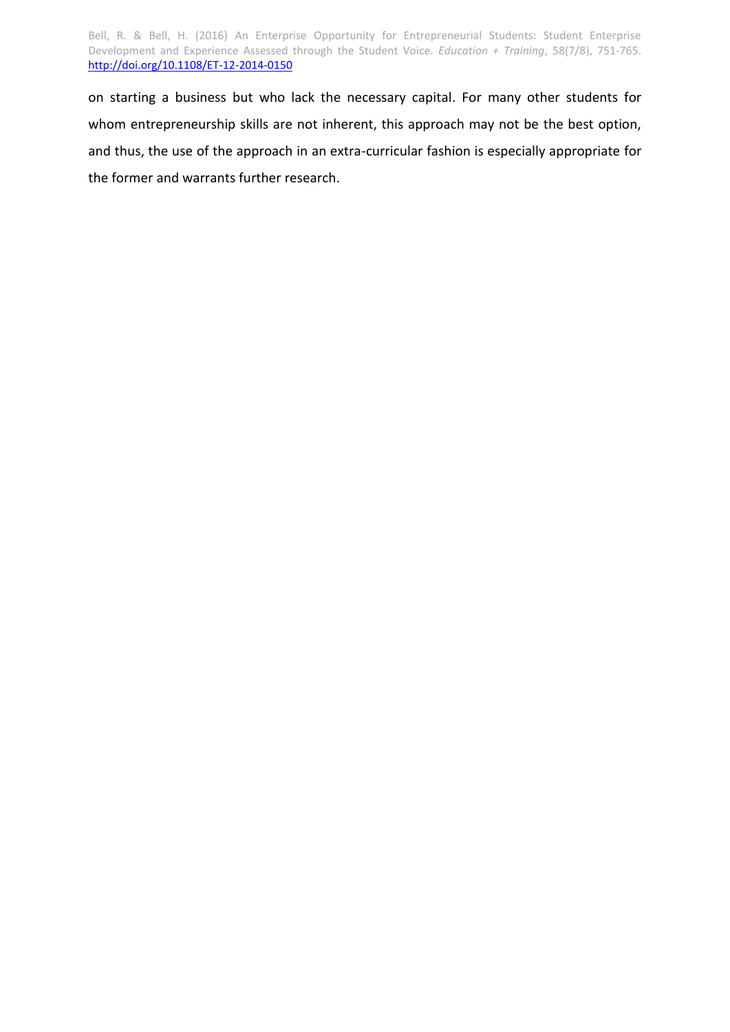on starting a business but who lack the necessary capital. For many other students for whom entrepreneurship skills are not inherent, this approach may not be the best option, and thus, the use of the approach in an extra-curricular fashion is especially appropriate for the former and warrants further research.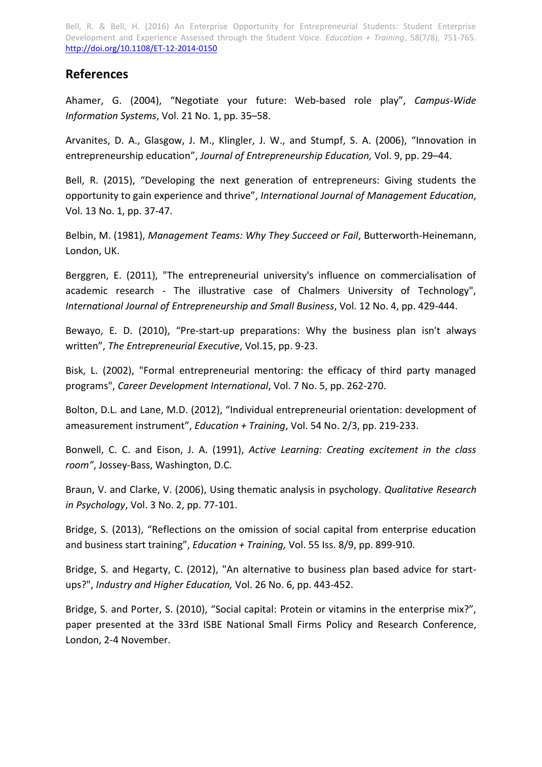## References

Ahamer, G. (2004), “Negotiate your future: Web-based role play”, *Campus-Wide Information Systems*, Vol. 21 No. 1, pp. 35–58.

Arvanites, D. A., Glasgow, J. M., Klingler, J. W., and Stumpf, S. A. (2006), “Innovation in entrepreneurship education”, *Journal of Entrepreneurship Education,* Vol. 9, pp. 29–44.

Bell, R. (2015), “Developing the next generation of entrepreneurs: Giving students the opportunity to gain experience and thrive”, *International Journal of Management Education*, Vol. 13 No. 1, pp. 37-47.

Belbin, M. (1981), *Management Teams: Why They Succeed or Fail*, Butterworth-Heinemann, London, UK.

Berggren, E. (2011), "The entrepreneurial university's influence on commercialisation of academic research - The illustrative case of Chalmers University of Technology", *International Journal of Entrepreneurship and Small Business*, Vol. 12 No. 4, pp. 429-444.

Bewayo, E. D. (2010), “Pre-start-up preparations: Why the business plan isn't always written”, *The Entrepreneurial Executive*, Vol.15, pp. 9-23.

Bisk, L. (2002), "Formal entrepreneurial mentoring: the efficacy of third party managed programs", *Career Development International*, Vol. 7 No. 5, pp. 262-270.

Bolton, D.L. and Lane, M.D. (2012), “Individual entrepreneurial orientation: development of ameasurement instrument”, *Education + Training*, Vol. 54 No. 2/3, pp. 219-233.

Bonwell, C. C. and Eison, J. A. (1991), *Active Learning: Creating excitement in the class room”*, Jossey-Bass, Washington, D.C.

Braun, V. and Clarke, V. (2006), Using thematic analysis in psychology. *Qualitative Research in Psychology*, Vol. 3 No. 2, pp. 77-101.

Bridge, S. (2013), “Reflections on the omission of social capital from enterprise education and business start training”, *Education + Training,* Vol. 55 Iss. 8/9, pp. 899-910.

Bridge, S. and Hegarty, C. (2012), "An alternative to business plan based advice for start-ups?", *Industry and Higher Education,* Vol. 26 No. 6, pp. 443-452.

Bridge, S. and Porter, S. (2010), “Social capital: Protein or vitamins in the enterprise mix?”, paper presented at the 33rd ISBE National Small Firms Policy and Research Conference, London, 2-4 November.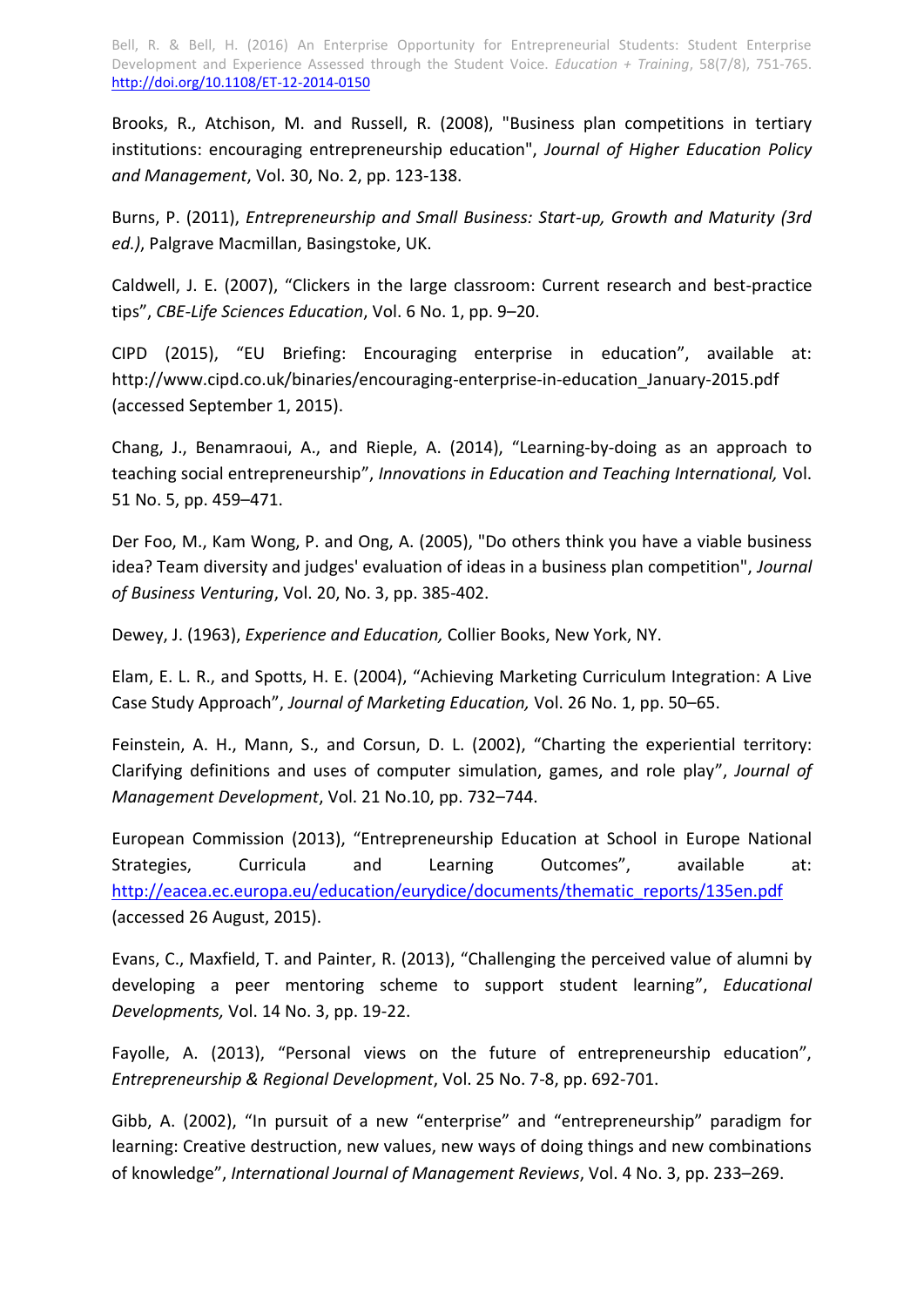Brooks, R., Atchison, M. and Russell, R. (2008), "Business plan competitions in tertiary institutions: encouraging entrepreneurship education", *Journal of Higher Education Policy and Management*, Vol. 30, No. 2, pp. 123-138.

Burns, P. (2011), *Entrepreneurship and Small Business: Start-up, Growth and Maturity (3rd ed.)*, Palgrave Macmillan, Basingstoke, UK.

Caldwell, J. E. (2007), "Clickers in the large classroom: Current research and best-practice tips", *CBE-Life Sciences Education*, Vol. 6 No. 1, pp. 9–20.

CIPD (2015), "EU Briefing: Encouraging enterprise in education", available at: http://www.cipd.co.uk/binaries/encouraging-enterprise-in-education_January-2015.pdf (accessed September 1, 2015).

Chang, J., Benamraoui, A., and Rieple, A. (2014), "Learning-by-doing as an approach to teaching social entrepreneurship", *Innovations in Education and Teaching International,* Vol. 51 No. 5, pp. 459–471.

Der Foo, M., Kam Wong, P. and Ong, A. (2005), "Do others think you have a viable business idea? Team diversity and judges' evaluation of ideas in a business plan competition", *Journal of Business Venturing*, Vol. 20, No. 3, pp. 385-402.

Dewey, J. (1963), *Experience and Education,* Collier Books, New York, NY.

Elam, E. L. R., and Spotts, H. E. (2004), "Achieving Marketing Curriculum Integration: A Live Case Study Approach", *Journal of Marketing Education,* Vol. 26 No. 1, pp. 50–65.

Feinstein, A. H., Mann, S., and Corsun, D. L. (2002), "Charting the experiential territory: Clarifying definitions and uses of computer simulation, games, and role play", *Journal of Management Development*, Vol. 21 No.10, pp. 732–744.

European Commission (2013), "Entrepreneurship Education at School in Europe National Strategies, Curricula and Learning Outcomes", available at: http://eacea.ec.europa.eu/education/eurydice/documents/thematic_reports/135en.pdf (accessed 26 August, 2015).

Evans, C., Maxfield, T. and Painter, R. (2013), "Challenging the perceived value of alumni by developing a peer mentoring scheme to support student learning", *Educational Developments,* Vol. 14 No. 3, pp. 19-22.

Fayolle, A. (2013), "Personal views on the future of entrepreneurship education", *Entrepreneurship & Regional Development*, Vol. 25 No. 7-8, pp. 692-701.

Gibb, A. (2002), "In pursuit of a new "enterprise" and "entrepreneurship" paradigm for learning: Creative destruction, new values, new ways of doing things and new combinations of knowledge", *International Journal of Management Reviews*, Vol. 4 No. 3, pp. 233–269.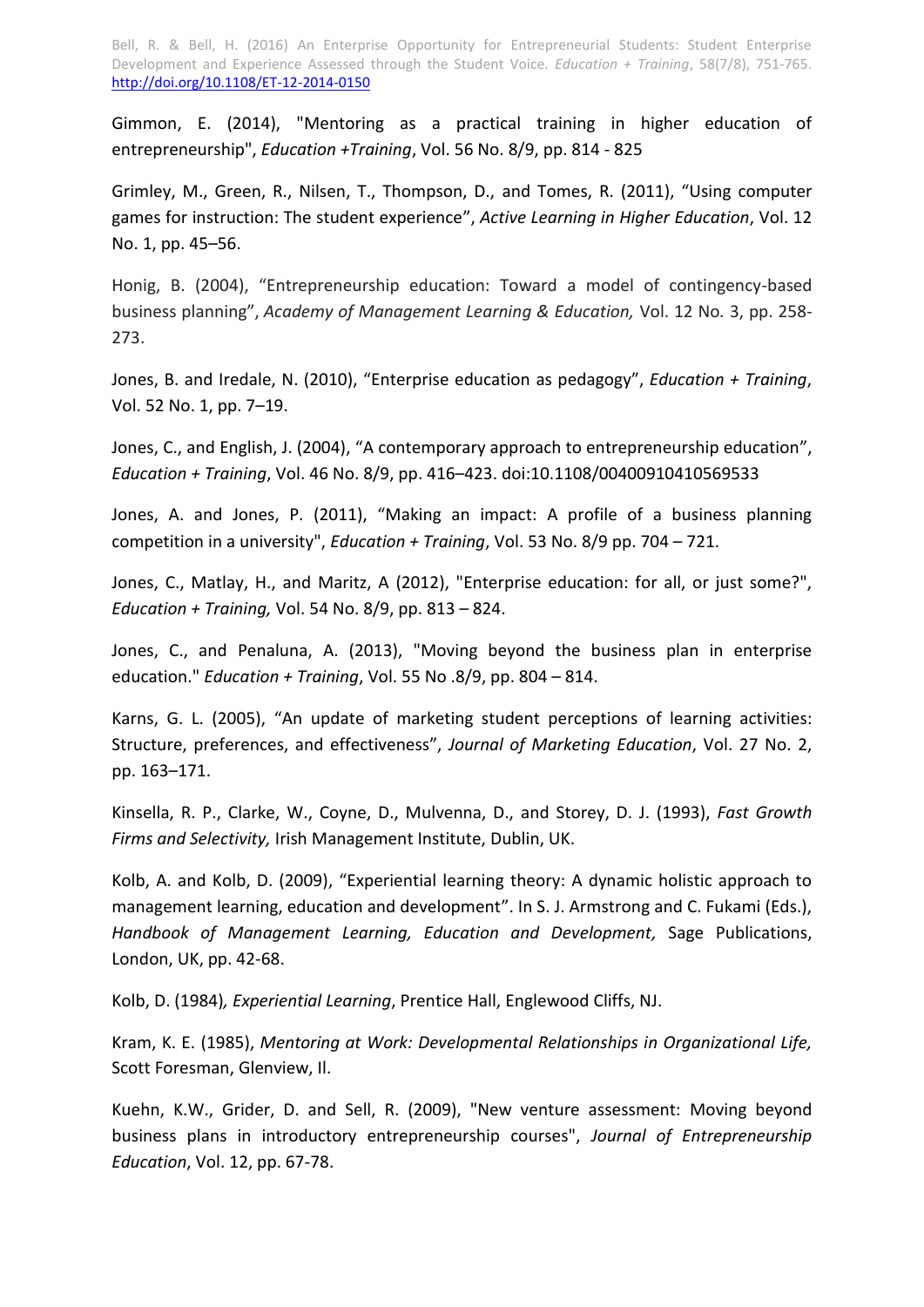Gimmon, E. (2014), "Mentoring as a practical training in higher education of entrepreneurship", *Education +Training*, Vol. 56 No. 8/9, pp. 814 - 825

Grimley, M., Green, R., Nilsen, T., Thompson, D., and Tomes, R. (2011), “Using computer games for instruction: The student experience”, *Active Learning in Higher Education*, Vol. 12 No. 1, pp. 45–56.

Honig, B. (2004), “Entrepreneurship education: Toward a model of contingency-based business planning”, *Academy of Management Learning & Education,* Vol. 12 No. 3, pp. 258-273.

Jones, B. and Iredale, N. (2010), “Enterprise education as pedagogy”, *Education + Training*, Vol. 52 No. 1, pp. 7–19.

Jones, C., and English, J. (2004), “A contemporary approach to entrepreneurship education”, *Education + Training*, Vol. 46 No. 8/9, pp. 416–423. doi:10.1108/00400910410569533

Jones, A. and Jones, P. (2011), “Making an impact: A profile of a business planning competition in a university", *Education + Training*, Vol. 53 No. 8/9 pp. 704 – 721.

Jones, C., Matlay, H., and Maritz, A (2012), "Enterprise education: for all, or just some?", *Education + Training,* Vol. 54 No. 8/9, pp. 813 – 824.

Jones, C., and Penaluna, A. (2013), "Moving beyond the business plan in enterprise education." *Education + Training*, Vol. 55 No .8/9, pp. 804 – 814.

Karns, G. L. (2005), “An update of marketing student perceptions of learning activities: Structure, preferences, and effectiveness”, *Journal of Marketing Education*, Vol. 27 No. 2, pp. 163–171.

Kinsella, R. P., Clarke, W., Coyne, D., Mulvenna, D., and Storey, D. J. (1993), *Fast Growth Firms and Selectivity,* Irish Management Institute, Dublin, UK.

Kolb, A. and Kolb, D. (2009), “Experiential learning theory: A dynamic holistic approach to management learning, education and development”. In S. J. Armstrong and C. Fukami (Eds.), *Handbook of Management Learning, Education and Development,* Sage Publications, London, UK, pp. 42-68.

Kolb, D. (1984)*, Experiential Learning*, Prentice Hall, Englewood Cliffs, NJ.

Kram, K. E. (1985), *Mentoring at Work: Developmental Relationships in Organizational Life,* Scott Foresman, Glenview, Il.

Kuehn, K.W., Grider, D. and Sell, R. (2009), "New venture assessment: Moving beyond business plans in introductory entrepreneurship courses", *Journal of Entrepreneurship Education*, Vol. 12, pp. 67-78.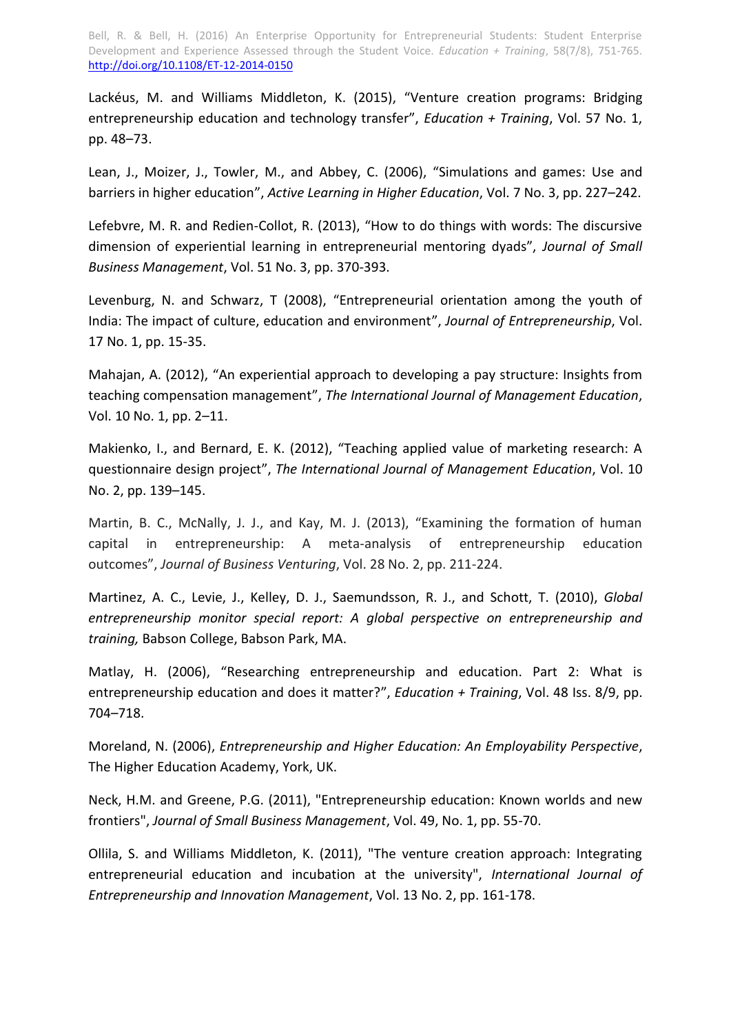Lackéus, M. and Williams Middleton, K. (2015), “Venture creation programs: Bridging entrepreneurship education and technology transfer”, *Education + Training*, Vol. 57 No. 1, pp. 48–73.

Lean, J., Moizer, J., Towler, M., and Abbey, C. (2006), “Simulations and games: Use and barriers in higher education”, *Active Learning in Higher Education*, Vol. 7 No. 3, pp. 227–242.

Lefebvre, M. R. and Redien-Collot, R. (2013), “How to do things with words: The discursive dimension of experiential learning in entrepreneurial mentoring dyads”, *Journal of Small Business Management*, Vol. 51 No. 3, pp. 370-393.

Levenburg, N. and Schwarz, T (2008), “Entrepreneurial orientation among the youth of India: The impact of culture, education and environment”, *Journal of Entrepreneurship*, Vol. 17 No. 1, pp. 15-35.

Mahajan, A. (2012), “An experiential approach to developing a pay structure: Insights from teaching compensation management”, *The International Journal of Management Education*, Vol. 10 No. 1, pp. 2–11.

Makienko, I., and Bernard, E. K. (2012), “Teaching applied value of marketing research: A questionnaire design project”, *The International Journal of Management Education*, Vol. 10 No. 2, pp. 139–145.

Martin, B. C., McNally, J. J., and Kay, M. J. (2013), “Examining the formation of human capital in entrepreneurship: A meta-analysis of entrepreneurship education outcomes”, *Journal of Business Venturing*, Vol. 28 No. 2, pp. 211-224.

Martinez, A. C., Levie, J., Kelley, D. J., Saemundsson, R. J., and Schott, T. (2010), *Global entrepreneurship monitor special report: A global perspective on entrepreneurship and training,* Babson College, Babson Park, MA.

Matlay, H. (2006), “Researching entrepreneurship and education. Part 2: What is entrepreneurship education and does it matter?”, *Education + Training*, Vol. 48 Iss. 8/9, pp. 704–718.

Moreland, N. (2006), *Entrepreneurship and Higher Education: An Employability Perspective*, The Higher Education Academy, York, UK.

Neck, H.M. and Greene, P.G. (2011), "Entrepreneurship education: Known worlds and new frontiers", *Journal of Small Business Management*, Vol. 49, No. 1, pp. 55-70.

Ollila, S. and Williams Middleton, K. (2011), "The venture creation approach: Integrating entrepreneurial education and incubation at the university", *International Journal of Entrepreneurship and Innovation Management*, Vol. 13 No. 2, pp. 161-178.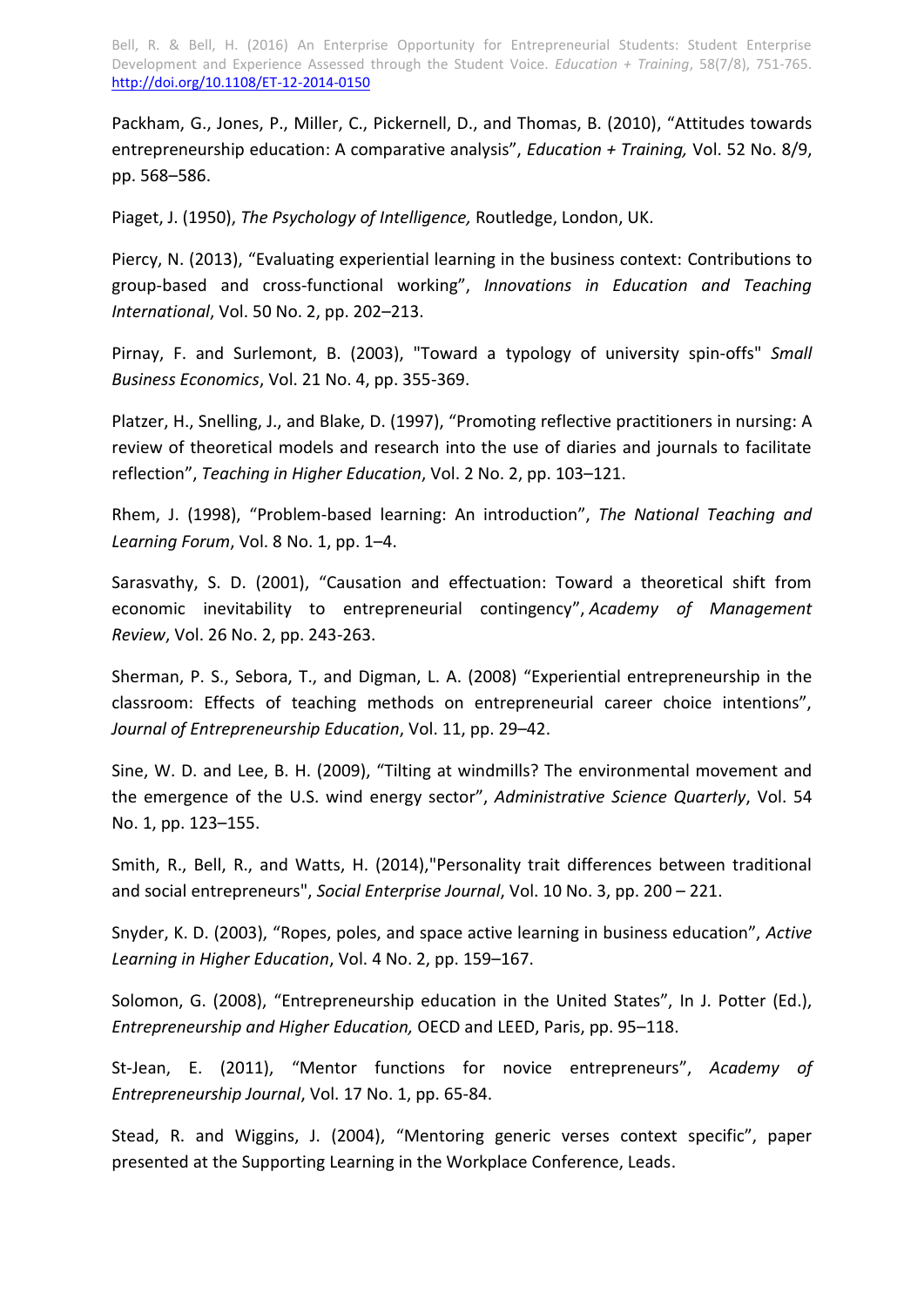Packham, G., Jones, P., Miller, C., Pickernell, D., and Thomas, B. (2010), "Attitudes towards entrepreneurship education: A comparative analysis", *Education + Training,* Vol. 52 No. 8/9, pp. 568–586.

Piaget, J. (1950), *The Psychology of Intelligence,* Routledge, London, UK.

Piercy, N. (2013), "Evaluating experiential learning in the business context: Contributions to group-based and cross-functional working", *Innovations in Education and Teaching International*, Vol. 50 No. 2, pp. 202–213.

Pirnay, F. and Surlemont, B. (2003), "Toward a typology of university spin-offs" *Small Business Economics*, Vol. 21 No. 4, pp. 355-369.

Platzer, H., Snelling, J., and Blake, D. (1997), "Promoting reflective practitioners in nursing: A review of theoretical models and research into the use of diaries and journals to facilitate reflection", *Teaching in Higher Education*, Vol. 2 No. 2, pp. 103–121.

Rhem, J. (1998), "Problem-based learning: An introduction", *The National Teaching and Learning Forum*, Vol. 8 No. 1, pp. 1–4.

Sarasvathy, S. D. (2001), "Causation and effectuation: Toward a theoretical shift from economic inevitability to entrepreneurial contingency", *Academy of Management Review*, Vol. 26 No. 2, pp. 243-263.

Sherman, P. S., Sebora, T., and Digman, L. A. (2008) "Experiential entrepreneurship in the classroom: Effects of teaching methods on entrepreneurial career choice intentions", *Journal of Entrepreneurship Education*, Vol. 11, pp. 29–42.

Sine, W. D. and Lee, B. H. (2009), "Tilting at windmills? The environmental movement and the emergence of the U.S. wind energy sector", *Administrative Science Quarterly*, Vol. 54 No. 1, pp. 123–155.

Smith, R., Bell, R., and Watts, H. (2014),"Personality trait differences between traditional and social entrepreneurs", *Social Enterprise Journal*, Vol. 10 No. 3, pp. 200 – 221.

Snyder, K. D. (2003), "Ropes, poles, and space active learning in business education", *Active Learning in Higher Education*, Vol. 4 No. 2, pp. 159–167.

Solomon, G. (2008), "Entrepreneurship education in the United States", In J. Potter (Ed.), *Entrepreneurship and Higher Education,* OECD and LEED, Paris, pp. 95–118.

St-Jean, E. (2011), "Mentor functions for novice entrepreneurs", *Academy of Entrepreneurship Journal*, Vol. 17 No. 1, pp. 65-84.

Stead, R. and Wiggins, J. (2004), "Mentoring generic verses context specific", paper presented at the Supporting Learning in the Workplace Conference, Leads.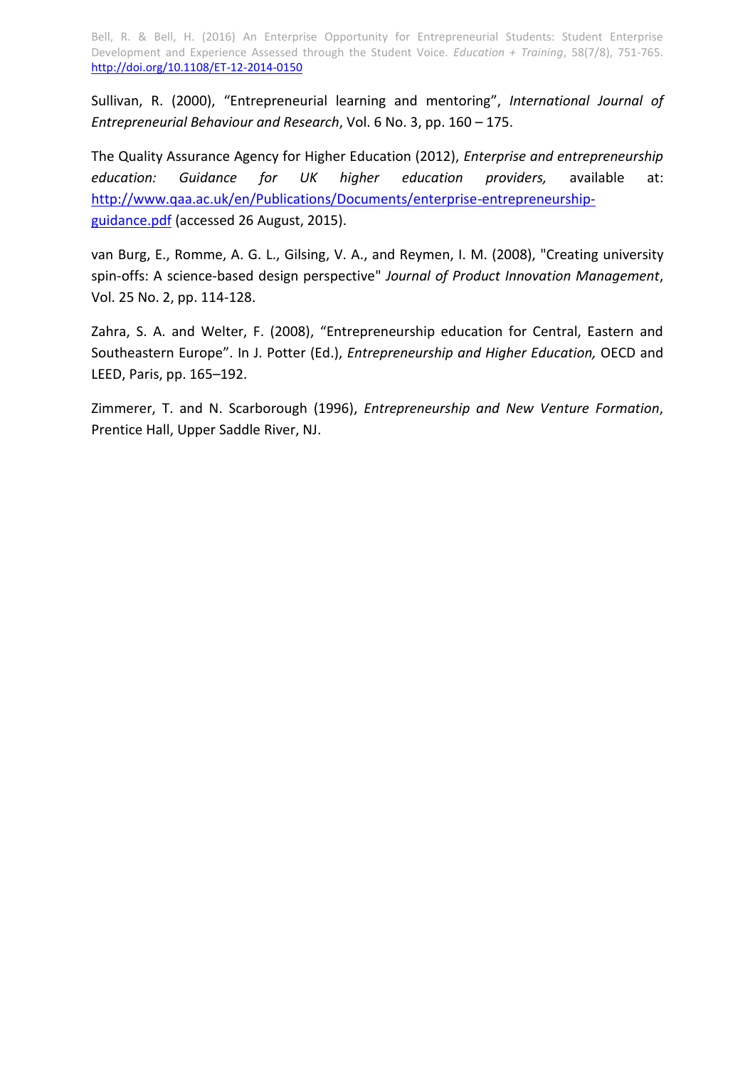Sullivan, R. (2000), “Entrepreneurial learning and mentoring”, *International Journal of Entrepreneurial Behaviour and Research*, Vol. 6 No. 3, pp. 160 – 175.

The Quality Assurance Agency for Higher Education (2012), *Enterprise and entrepreneurship education: Guidance for UK higher education providers,* available at: http://www.qaa.ac.uk/en/Publications/Documents/enterprise-entrepreneurship-guidance.pdf (accessed 26 August, 2015).

van Burg, E., Romme, A. G. L., Gilsing, V. A., and Reymen, I. M. (2008), "Creating university spin-offs: A science-based design perspective" *Journal of Product Innovation Management*, Vol. 25 No. 2, pp. 114-128.

Zahra, S. A. and Welter, F. (2008), “Entrepreneurship education for Central, Eastern and Southeastern Europe”. In J. Potter (Ed.), *Entrepreneurship and Higher Education,* OECD and LEED, Paris, pp. 165–192.

Zimmerer, T. and N. Scarborough (1996), *Entrepreneurship and New Venture Formation*, Prentice Hall, Upper Saddle River, NJ.